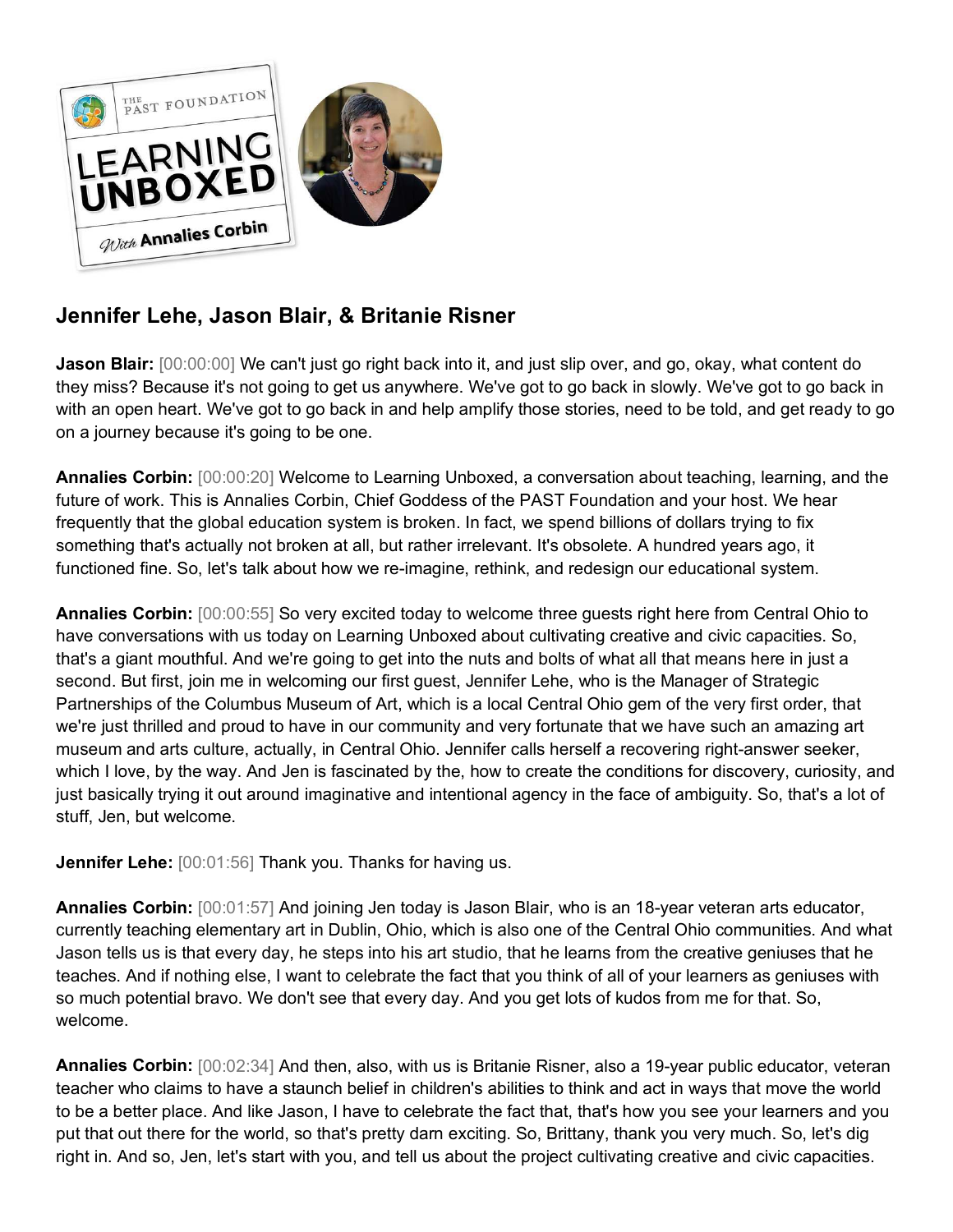## Jennifer Lehe, Jason Blair, & Britanie Risner

**Jason Blair:** [00:00:00] We can't just go right back into it, and just slip over, and go, okay, what content do they miss? Because it's not going to get us anywhere. We've got to go back in slowly. We've got to go back in with an open heart. We've got to go back in and help amplify those stories, need to be told, and get ready to go on a journey because it's going to be one.

**Annalies Corbin:** [00:00:20] Welcome to Learning Unboxed, a conversation about teaching, learning, and the future of work. This is Annalies Corbin, Chief Goddess of the PAST Foundation and your host. We hear frequently that the global education system is broken. In fact, we spend billions of dollars trying to fix something that's actually not broken at all, but rather irrelevant. It's obsolete. A hundred years ago, it functioned fine. So, let's talk about how we re-imagine, rethink, and redesign our educational system.

**Annalies Corbin:** [00:00:55] So very excited today to welcome three guests right here from Central Ohio to have conversations with us today on Learning Unboxed about cultivating creative and civic capacities. So, that's a giant mouthful. And we're going to get into the nuts and bolts of what all that means here in just a second. But first, join me in welcoming our first guest, Jennifer Lehe, who is the Manager of Strategic Partnerships of the Columbus Museum of Art, which is a local Central Ohio gem of the very first order, that we're just thrilled and proud to have in our community and very fortunate that we have such an amazing art museum and arts culture, actually, in Central Ohio. Jennifer calls herself a recovering right-answer seeker, which I love, by the way. And Jen is fascinated by the, how to create the conditions for discovery, curiosity, and just basically trying it out around imaginative and intentional agency in the face of ambiguity. So, that's a lot of stuff, Jen, but welcome.

**Jennifer Lehe:** [00:01:56] Thank you. Thanks for having us.

**Annalies Corbin:** [00:01:57] And joining Jen today is Jason Blair, who is an 18-year veteran arts educator, currently teaching elementary art in Dublin, Ohio, which is also one of the Central Ohio communities. And what Jason tells us is that every day, he steps into his art studio, that he learns from the creative geniuses that he teaches. And if nothing else, I want to celebrate the fact that you think of all of your learners as geniuses with so much potential bravo. We don't see that every day. And you get lots of kudos from me for that. So, welcome.

**Annalies Corbin:** [00:02:34] And then, also, with us is Britanie Risner, also a 19-year public educator, veteran teacher who claims to have a staunch belief in children's abilities to think and act in ways that move the world to be a better place. And like Jason, I have to celebrate the fact that, that's how you see your learners and you put that out there for the world, so that's pretty darn exciting. So, Brittany, thank you very much. So, let's dig right in. And so, Jen, let's start with you, and tell us about the project cultivating creative and civic capacities.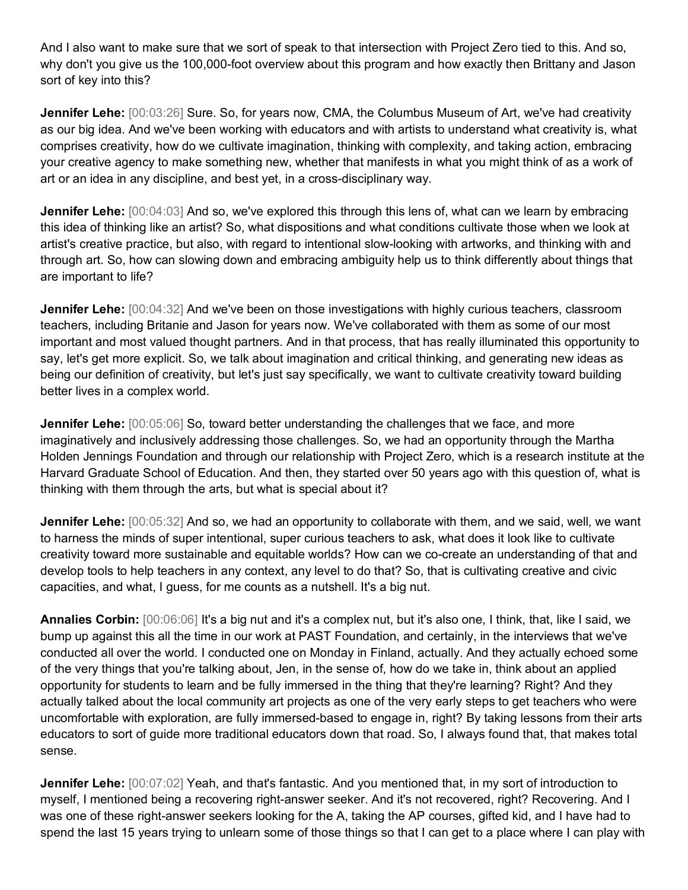And I also want to make sure that we sort of speak to that intersection with Project Zero tied to this. And so, why don't you give us the 100,000-foot overview about this program and how exactly then Brittany and Jason sort of key into this?

**Jennifer Lehe:** [00:03:26] Sure. So, for years now, CMA, the Columbus Museum of Art, we've had creativity as our big idea. And we've been working with educators and with artists to understand what creativity is, what comprises creativity, how do we cultivate imagination, thinking with complexity, and taking action, embracing your creative agency to make something new, whether that manifests in what you might think of as a work of art or an idea in any discipline, and best yet, in a cross-disciplinary way.

**Jennifer Lehe:** [00:04:03] And so, we've explored this through this lens of, what can we learn by embracing this idea of thinking like an artist? So, what dispositions and what conditions cultivate those when we look at artist's creative practice, but also, with regard to intentional slow-looking with artworks, and thinking with and through art. So, how can slowing down and embracing ambiguity help us to think differently about things that are important to life?

**Jennifer Lehe:** [00:04:32] And we've been on those investigations with highly curious teachers, classroom teachers, including Britanie and Jason for years now. We've collaborated with them as some of our most important and most valued thought partners. And in that process, that has really illuminated this opportunity to say, let's get more explicit. So, we talk about imagination and critical thinking, and generating new ideas as being our definition of creativity, but let's just say specifically, we want to cultivate creativity toward building better lives in a complex world.

**Jennifer Lehe:** [00:05:06] So, toward better understanding the challenges that we face, and more imaginatively and inclusively addressing those challenges. So, we had an opportunity through the Martha Holden Jennings Foundation and through our relationship with Project Zero, which is a research institute at the Harvard Graduate School of Education. And then, they started over 50 years ago with this question of, what is thinking with them through the arts, but what is special about it?

**Jennifer Lehe:** [00:05:32] And so, we had an opportunity to collaborate with them, and we said, well, we want to harness the minds of super intentional, super curious teachers to ask, what does it look like to cultivate creativity toward more sustainable and equitable worlds? How can we co-create an understanding of that and develop tools to help teachers in any context, any level to do that? So, that is cultivating creative and civic capacities, and what, I guess, for me counts as a nutshell. It's a big nut.

**Annalies Corbin:** [00:06:06] It's a big nut and it's a complex nut, but it's also one, I think, that, like I said, we bump up against this all the time in our work at PAST Foundation, and certainly, in the interviews that we've conducted all over the world. I conducted one on Monday in Finland, actually. And they actually echoed some of the very things that you're talking about, Jen, in the sense of, how do we take in, think about an applied opportunity for students to learn and be fully immersed in the thing that they're learning? Right? And they actually talked about the local community art projects as one of the very early steps to get teachers who were uncomfortable with exploration, are fully immersed-based to engage in, right? By taking lessons from their arts educators to sort of guide more traditional educators down that road. So, I always found that, that makes total sense.

**Jennifer Lehe:** [00:07:02] Yeah, and that's fantastic. And you mentioned that, in my sort of introduction to myself, I mentioned being a recovering right-answer seeker. And it's not recovered, right? Recovering. And I was one of these right-answer seekers looking for the A, taking the AP courses, gifted kid, and I have had to spend the last 15 years trying to unlearn some of those things so that I can get to a place where I can play with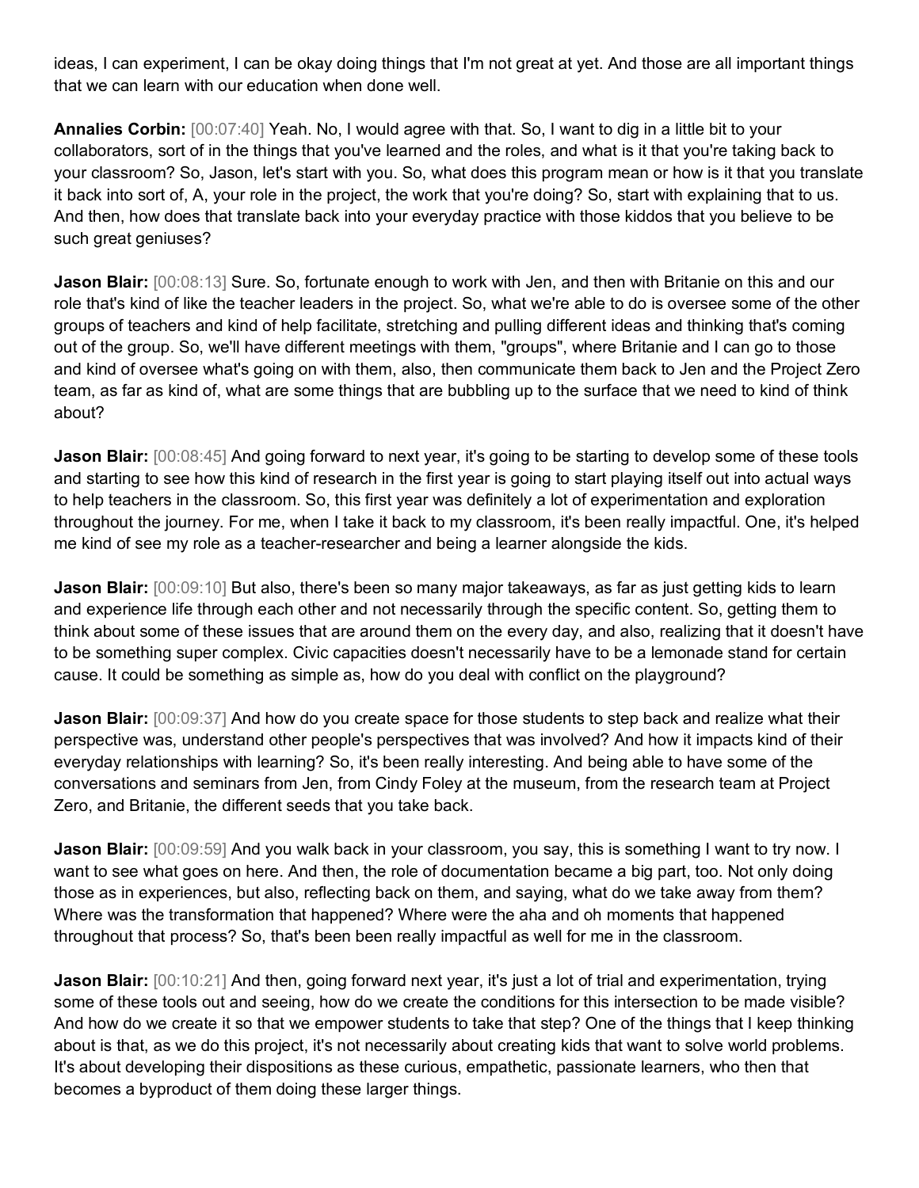ideas, I can experiment, I can be okay doing things that I'm not great at yet. And those are all important things that we can learn with our education when done well.

**Annalies Corbin:** [00:07:40] Yeah. No, I would agree with that. So, I want to dig in a little bit to your collaborators, sort of in the things that you've learned and the roles, and what is it that you're taking back to your classroom? So, Jason, let's start with you. So, what does this program mean or how is it that you translate it back into sort of, A, your role in the project, the work that you're doing? So, start with explaining that to us. And then, how does that translate back into your everyday practice with those kiddos that you believe to be such great geniuses?

**Jason Blair:** [00:08:13] Sure. So, fortunate enough to work with Jen, and then with Britanie on this and our role that's kind of like the teacher leaders in the project. So, what we're able to do is oversee some of the other groups of teachers and kind of help facilitate, stretching and pulling different ideas and thinking that's coming out of the group. So, we'll have different meetings with them, "groups", where Britanie and I can go to those and kind of oversee what's going on with them, also, then communicate them back to Jen and the Project Zero team, as far as kind of, what are some things that are bubbling up to the surface that we need to kind of think about?

**Jason Blair:** [00:08:45] And going forward to next year, it's going to be starting to develop some of these tools and starting to see how this kind of research in the first year is going to start playing itself out into actual ways to help teachers in the classroom. So, this first year was definitely a lot of experimentation and exploration throughout the journey. For me, when I take it back to my classroom, it's been really impactful. One, it's helped me kind of see my role as a teacher-researcher and being a learner alongside the kids.

**Jason Blair:** [00:09:10] But also, there's been so many major takeaways, as far as just getting kids to learn and experience life through each other and not necessarily through the specific content. So, getting them to think about some of these issues that are around them on the every day, and also, realizing that it doesn't have to be something super complex. Civic capacities doesn't necessarily have to be a lemonade stand for certain cause. It could be something as simple as, how do you deal with conflict on the playground?

**Jason Blair:** [00:09:37] And how do you create space for those students to step back and realize what their perspective was, understand other people's perspectives that was involved? And how it impacts kind of their everyday relationships with learning? So, it's been really interesting. And being able to have some of the conversations and seminars from Jen, from Cindy Foley at the museum, from the research team at Project Zero, and Britanie, the different seeds that you take back.

**Jason Blair:** [00:09:59] And you walk back in your classroom, you say, this is something I want to try now. I want to see what goes on here. And then, the role of documentation became a big part, too. Not only doing those as in experiences, but also, reflecting back on them, and saying, what do we take away from them? Where was the transformation that happened? Where were the aha and oh moments that happened throughout that process? So, that's been been really impactful as well for me in the classroom.

**Jason Blair:** [00:10:21] And then, going forward next year, it's just a lot of trial and experimentation, trying some of these tools out and seeing, how do we create the conditions for this intersection to be made visible? And how do we create it so that we empower students to take that step? One of the things that I keep thinking about is that, as we do this project, it's not necessarily about creating kids that want to solve world problems. It's about developing their dispositions as these curious, empathetic, passionate learners, who then that becomes a byproduct of them doing these larger things.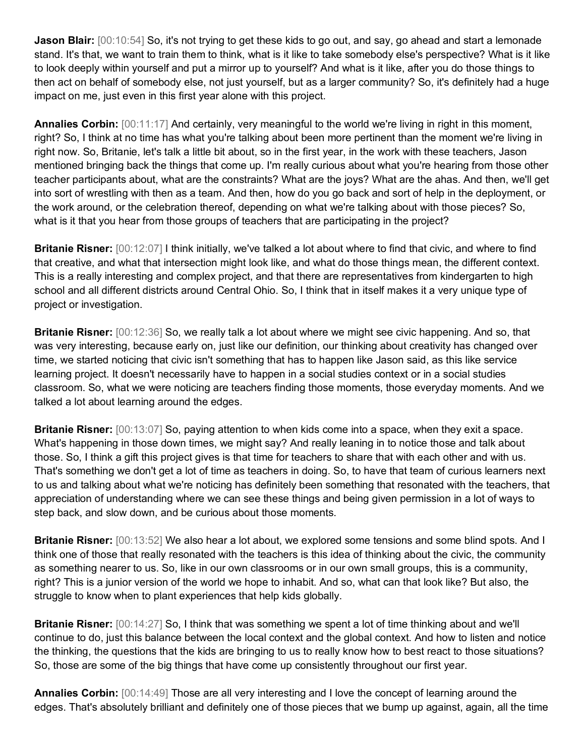**Jason Blair:** [00:10:54] So, it's not trying to get these kids to go out, and say, go ahead and start a lemonade stand. It's that, we want to train them to think, what is it like to take somebody else's perspective? What is it like to look deeply within yourself and put a mirror up to yourself? And what is it like, after you do those things to then act on behalf of somebody else, not just yourself, but as a larger community? So, it's definitely had a huge impact on me, just even in this first year alone with this project.

**Annalies Corbin:** [00:11:17] And certainly, very meaningful to the world we're living in right in this moment, right? So, I think at no time has what you're talking about been more pertinent than the moment we're living in right now. So, Britanie, let's talk a little bit about, so in the first year, in the work with these teachers, Jason mentioned bringing back the things that come up. I'm really curious about what you're hearing from those other teacher participants about, what are the constraints? What are the joys? What are the ahas. And then, we'll get into sort of wrestling with then as a team. And then, how do you go back and sort of help in the deployment, or the work around, or the celebration thereof, depending on what we're talking about with those pieces? So, what is it that you hear from those groups of teachers that are participating in the project?

**Britanie Risner:** [00:12:07] I think initially, we've talked a lot about where to find that civic, and where to find that creative, and what that intersection might look like, and what do those things mean, the different context. This is a really interesting and complex project, and that there are representatives from kindergarten to high school and all different districts around Central Ohio. So, I think that in itself makes it a very unique type of project or investigation.

**Britanie Risner:** [00:12:36] So, we really talk a lot about where we might see civic happening. And so, that was very interesting, because early on, just like our definition, our thinking about creativity has changed over time, we started noticing that civic isn't something that has to happen like Jason said, as this like service learning project. It doesn't necessarily have to happen in a social studies context or in a social studies classroom. So, what we were noticing are teachers finding those moments, those everyday moments. And we talked a lot about learning around the edges.

**Britanie Risner:** [00:13:07] So, paying attention to when kids come into a space, when they exit a space. What's happening in those down times, we might say? And really leaning in to notice those and talk about those. So, I think a gift this project gives is that time for teachers to share that with each other and with us. That's something we don't get a lot of time as teachers in doing. So, to have that team of curious learners next to us and talking about what we're noticing has definitely been something that resonated with the teachers, that appreciation of understanding where we can see these things and being given permission in a lot of ways to step back, and slow down, and be curious about those moments.

**Britanie Risner:** [00:13:52] We also hear a lot about, we explored some tensions and some blind spots. And I think one of those that really resonated with the teachers is this idea of thinking about the civic, the community as something nearer to us. So, like in our own classrooms or in our own small groups, this is a community, right? This is a junior version of the world we hope to inhabit. And so, what can that look like? But also, the struggle to know when to plant experiences that help kids globally.

**Britanie Risner:** [00:14:27] So, I think that was something we spent a lot of time thinking about and we'll continue to do, just this balance between the local context and the global context. And how to listen and notice the thinking, the questions that the kids are bringing to us to really know how to best react to those situations? So, those are some of the big things that have come up consistently throughout our first year.

**Annalies Corbin:** [00:14:49] Those are all very interesting and I love the concept of learning around the edges. That's absolutely brilliant and definitely one of those pieces that we bump up against, again, all the time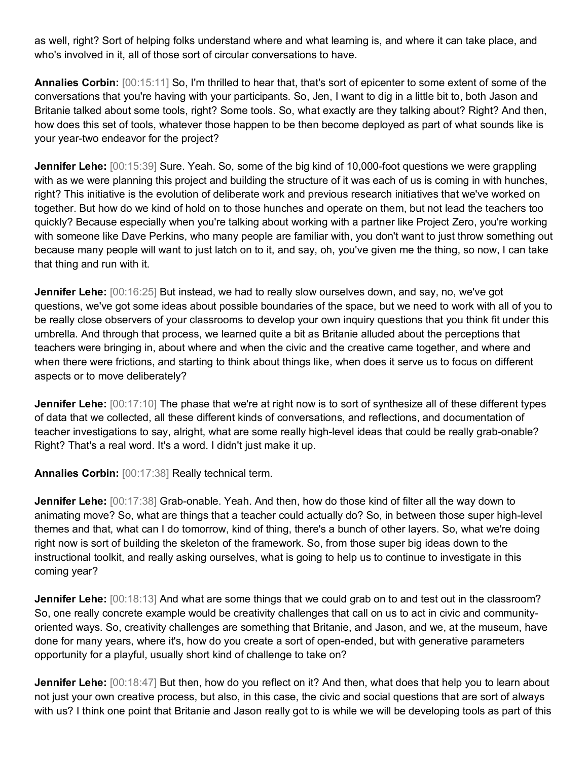as well, right? Sort of helping folks understand where and what learning is, and where it can take place, and who's involved in it, all of those sort of circular conversations to have.

**Annalies Corbin:** [00:15:11] So, I'm thrilled to hear that, that's sort of epicenter to some extent of some of the conversations that you're having with your participants. So, Jen, I want to dig in a little bit to, both Jason and Britanie talked about some tools, right? Some tools. So, what exactly are they talking about? Right? And then, how does this set of tools, whatever those happen to be then become deployed as part of what sounds like is your year-two endeavor for the project?

**Jennifer Lehe:** [00:15:39] Sure. Yeah. So, some of the big kind of 10,000-foot questions we were grappling with as we were planning this project and building the structure of it was each of us is coming in with hunches, right? This initiative is the evolution of deliberate work and previous research initiatives that we've worked on together. But how do we kind of hold on to those hunches and operate on them, but not lead the teachers too quickly? Because especially when you're talking about working with a partner like Project Zero, you're working with someone like Dave Perkins, who many people are familiar with, you don't want to just throw something out because many people will want to just latch on to it, and say, oh, you've given me the thing, so now, I can take that thing and run with it.

**Jennifer Lehe:** [00:16:25] But instead, we had to really slow ourselves down, and say, no, we've got questions, we've got some ideas about possible boundaries of the space, but we need to work with all of you to be really close observers of your classrooms to develop your own inquiry questions that you think fit under this umbrella. And through that process, we learned quite a bit as Britanie alluded about the perceptions that teachers were bringing in, about where and when the civic and the creative came together, and where and when there were frictions, and starting to think about things like, when does it serve us to focus on different aspects or to move deliberately?

**Jennifer Lehe:** [00:17:10] The phase that we're at right now is to sort of synthesize all of these different types of data that we collected, all these different kinds of conversations, and reflections, and documentation of teacher investigations to say, alright, what are some really high-level ideas that could be really grab-onable? Right? That's a real word. It's a word. I didn't just make it up.

**Annalies Corbin:** [00:17:38] Really technical term.

**Jennifer Lehe:** [00:17:38] Grab-onable. Yeah. And then, how do those kind of filter all the way down to animating move? So, what are things that a teacher could actually do? So, in between those super high-level themes and that, what can I do tomorrow, kind of thing, there's a bunch of other layers. So, what we're doing right now is sort of building the skeleton of the framework. So, from those super big ideas down to the instructional toolkit, and really asking ourselves, what is going to help us to continue to investigate in this coming year?

**Jennifer Lehe:** [00:18:13] And what are some things that we could grab on to and test out in the classroom? So, one really concrete example would be creativity challenges that call on us to act in civic and community-oriented ways. So, creativity challenges are something that Britanie, and Jason, and we, at the museum, have done for many years, where it's, how do you create a sort of open-ended, but with generative parameters opportunity for a playful, usually short kind of challenge to take on?

**Jennifer Lehe:** [00:18:47] But then, how do you reflect on it? And then, what does that help you to learn about not just your own creative process, but also, in this case, the civic and social questions that are sort of always with us? I think one point that Britanie and Jason really got to is while we will be developing tools as part of this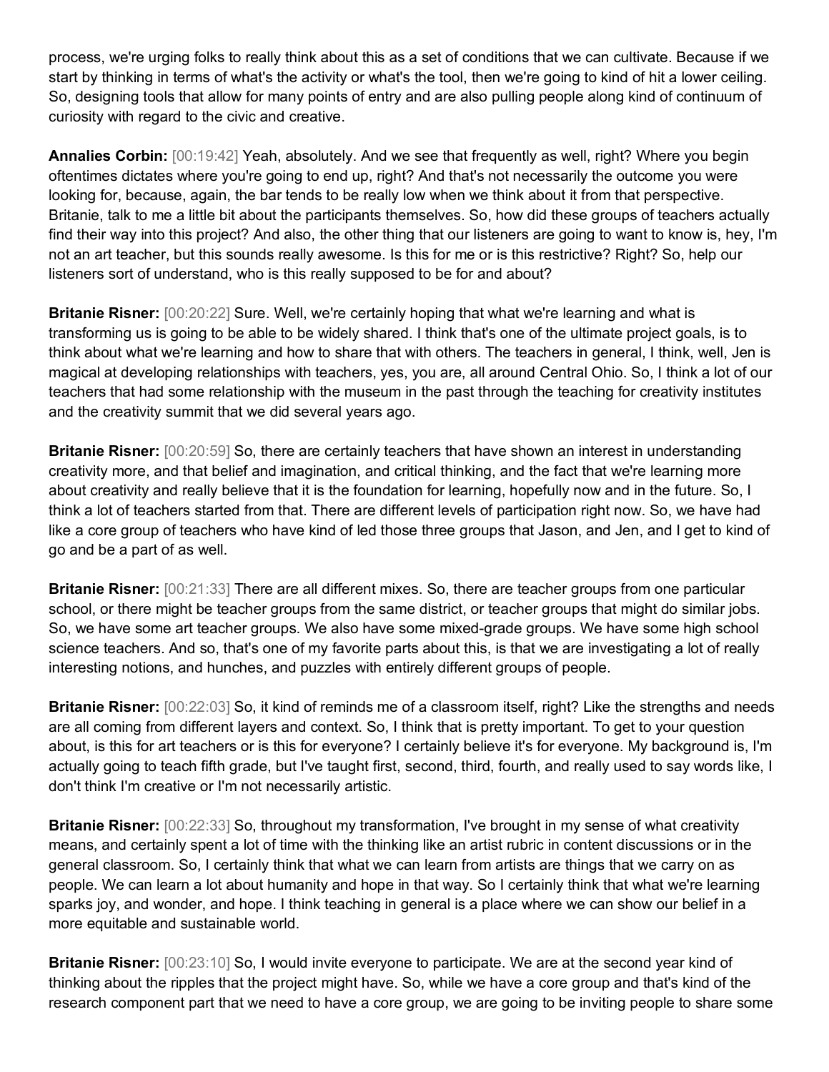process, we're urging folks to really think about this as a set of conditions that we can cultivate. Because if we start by thinking in terms of what's the activity or what's the tool, then we're going to kind of hit a lower ceiling. So, designing tools that allow for many points of entry and are also pulling people along kind of continuum of curiosity with regard to the civic and creative.

**Annalies Corbin:** [00:19:42] Yeah, absolutely. And we see that frequently as well, right? Where you begin oftentimes dictates where you're going to end up, right? And that's not necessarily the outcome you were looking for, because, again, the bar tends to be really low when we think about it from that perspective. Britanie, talk to me a little bit about the participants themselves. So, how did these groups of teachers actually find their way into this project? And also, the other thing that our listeners are going to want to know is, hey, I'm not an art teacher, but this sounds really awesome. Is this for me or is this restrictive? Right? So, help our listeners sort of understand, who is this really supposed to be for and about?

**Britanie Risner:** [00:20:22] Sure. Well, we're certainly hoping that what we're learning and what is transforming us is going to be able to be widely shared. I think that's one of the ultimate project goals, is to think about what we're learning and how to share that with others. The teachers in general, I think, well, Jen is magical at developing relationships with teachers, yes, you are, all around Central Ohio. So, I think a lot of our teachers that had some relationship with the museum in the past through the teaching for creativity institutes and the creativity summit that we did several years ago.

**Britanie Risner:** [00:20:59] So, there are certainly teachers that have shown an interest in understanding creativity more, and that belief and imagination, and critical thinking, and the fact that we're learning more about creativity and really believe that it is the foundation for learning, hopefully now and in the future. So, I think a lot of teachers started from that. There are different levels of participation right now. So, we have had like a core group of teachers who have kind of led those three groups that Jason, and Jen, and I get to kind of go and be a part of as well.

**Britanie Risner:** [00:21:33] There are all different mixes. So, there are teacher groups from one particular school, or there might be teacher groups from the same district, or teacher groups that might do similar jobs. So, we have some art teacher groups. We also have some mixed-grade groups. We have some high school science teachers. And so, that's one of my favorite parts about this, is that we are investigating a lot of really interesting notions, and hunches, and puzzles with entirely different groups of people.

**Britanie Risner:** [00:22:03] So, it kind of reminds me of a classroom itself, right? Like the strengths and needs are all coming from different layers and context. So, I think that is pretty important. To get to your question about, is this for art teachers or is this for everyone? I certainly believe it's for everyone. My background is, I'm actually going to teach fifth grade, but I've taught first, second, third, fourth, and really used to say words like, I don't think I'm creative or I'm not necessarily artistic.

**Britanie Risner:** [00:22:33] So, throughout my transformation, I've brought in my sense of what creativity means, and certainly spent a lot of time with the thinking like an artist rubric in content discussions or in the general classroom. So, I certainly think that what we can learn from artists are things that we carry on as people. We can learn a lot about humanity and hope in that way. So I certainly think that what we're learning sparks joy, and wonder, and hope. I think teaching in general is a place where we can show our belief in a more equitable and sustainable world.

**Britanie Risner:** [00:23:10] So, I would invite everyone to participate. We are at the second year kind of thinking about the ripples that the project might have. So, while we have a core group and that's kind of the research component part that we need to have a core group, we are going to be inviting people to share some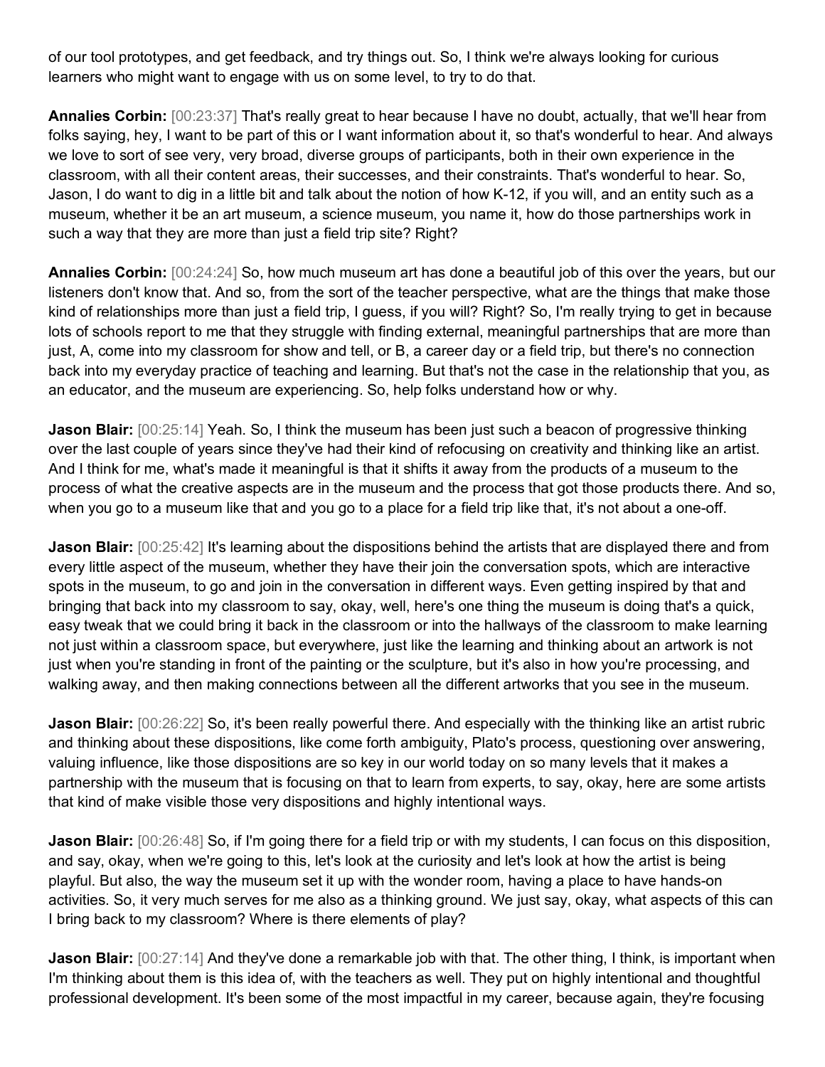of our tool prototypes, and get feedback, and try things out. So, I think we're always looking for curious learners who might want to engage with us on some level, to try to do that.

**Annalies Corbin:** [00:23:37] That's really great to hear because I have no doubt, actually, that we'll hear from folks saying, hey, I want to be part of this or I want information about it, so that's wonderful to hear. And always we love to sort of see very, very broad, diverse groups of participants, both in their own experience in the classroom, with all their content areas, their successes, and their constraints. That's wonderful to hear. So, Jason, I do want to dig in a little bit and talk about the notion of how K-12, if you will, and an entity such as a museum, whether it be an art museum, a science museum, you name it, how do those partnerships work in such a way that they are more than just a field trip site? Right?

**Annalies Corbin:** [00:24:24] So, how much museum art has done a beautiful job of this over the years, but our listeners don't know that. And so, from the sort of the teacher perspective, what are the things that make those kind of relationships more than just a field trip, I guess, if you will? Right? So, I'm really trying to get in because lots of schools report to me that they struggle with finding external, meaningful partnerships that are more than just, A, come into my classroom for show and tell, or B, a career day or a field trip, but there's no connection back into my everyday practice of teaching and learning. But that's not the case in the relationship that you, as an educator, and the museum are experiencing. So, help folks understand how or why.

**Jason Blair:** [00:25:14] Yeah. So, I think the museum has been just such a beacon of progressive thinking over the last couple of years since they've had their kind of refocusing on creativity and thinking like an artist. And I think for me, what's made it meaningful is that it shifts it away from the products of a museum to the process of what the creative aspects are in the museum and the process that got those products there. And so, when you go to a museum like that and you go to a place for a field trip like that, it's not about a one-off.

**Jason Blair:** [00:25:42] It's learning about the dispositions behind the artists that are displayed there and from every little aspect of the museum, whether they have their join the conversation spots, which are interactive spots in the museum, to go and join in the conversation in different ways. Even getting inspired by that and bringing that back into my classroom to say, okay, well, here's one thing the museum is doing that's a quick, easy tweak that we could bring it back in the classroom or into the hallways of the classroom to make learning not just within a classroom space, but everywhere, just like the learning and thinking about an artwork is not just when you're standing in front of the painting or the sculpture, but it's also in how you're processing, and walking away, and then making connections between all the different artworks that you see in the museum.

**Jason Blair:** [00:26:22] So, it's been really powerful there. And especially with the thinking like an artist rubric and thinking about these dispositions, like come forth ambiguity, Plato's process, questioning over answering, valuing influence, like those dispositions are so key in our world today on so many levels that it makes a partnership with the museum that is focusing on that to learn from experts, to say, okay, here are some artists that kind of make visible those very dispositions and highly intentional ways.

**Jason Blair:** [00:26:48] So, if I'm going there for a field trip or with my students, I can focus on this disposition, and say, okay, when we're going to this, let's look at the curiosity and let's look at how the artist is being playful. But also, the way the museum set it up with the wonder room, having a place to have hands-on activities. So, it very much serves for me also as a thinking ground. We just say, okay, what aspects of this can I bring back to my classroom? Where is there elements of play?

**Jason Blair:** [00:27:14] And they've done a remarkable job with that. The other thing, I think, is important when I'm thinking about them is this idea of, with the teachers as well. They put on highly intentional and thoughtful professional development. It's been some of the most impactful in my career, because again, they're focusing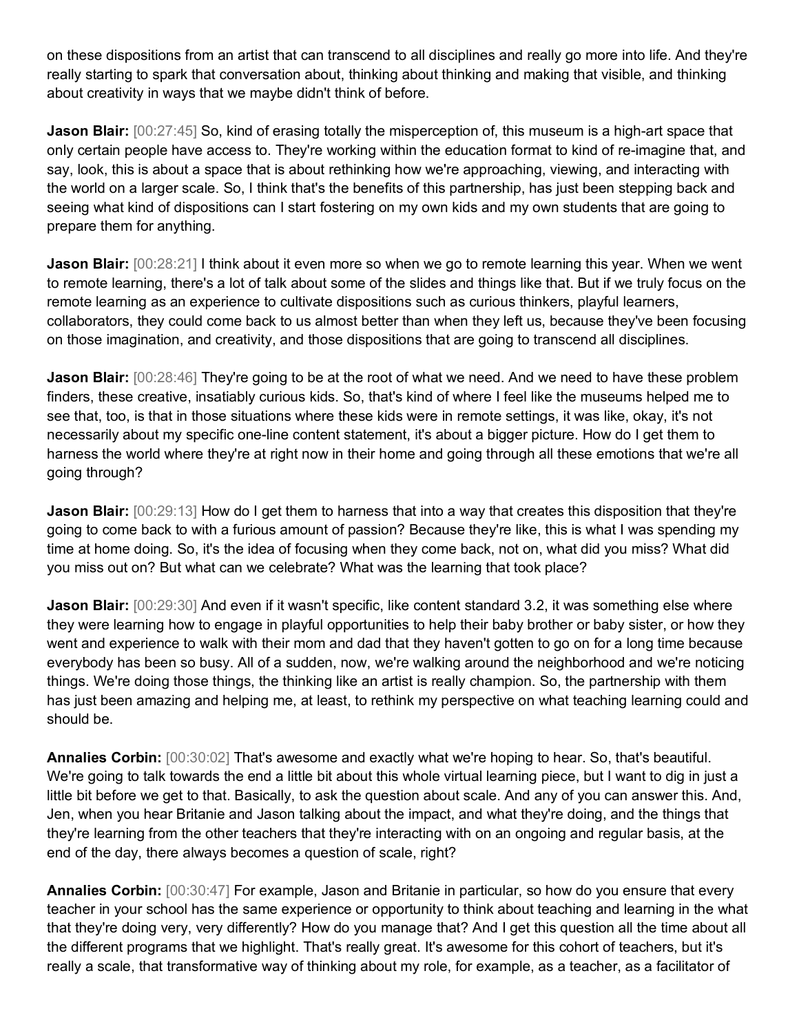on these dispositions from an artist that can transcend to all disciplines and really go more into life. And they're really starting to spark that conversation about, thinking about thinking and making that visible, and thinking about creativity in ways that we maybe didn't think of before.

**Jason Blair:** [00:27:45] So, kind of erasing totally the misperception of, this museum is a high-art space that only certain people have access to. They're working within the education format to kind of re-imagine that, and say, look, this is about a space that is about rethinking how we're approaching, viewing, and interacting with the world on a larger scale. So, I think that's the benefits of this partnership, has just been stepping back and seeing what kind of dispositions can I start fostering on my own kids and my own students that are going to prepare them for anything.

**Jason Blair:** [00:28:21] I think about it even more so when we go to remote learning this year. When we went to remote learning, there's a lot of talk about some of the slides and things like that. But if we truly focus on the remote learning as an experience to cultivate dispositions such as curious thinkers, playful learners, collaborators, they could come back to us almost better than when they left us, because they've been focusing on those imagination, and creativity, and those dispositions that are going to transcend all disciplines.

**Jason Blair:** [00:28:46] They're going to be at the root of what we need. And we need to have these problem finders, these creative, insatiably curious kids. So, that's kind of where I feel like the museums helped me to see that, too, is that in those situations where these kids were in remote settings, it was like, okay, it's not necessarily about my specific one-line content statement, it's about a bigger picture. How do I get them to harness the world where they're at right now in their home and going through all these emotions that we're all going through?

**Jason Blair:** [00:29:13] How do I get them to harness that into a way that creates this disposition that they're going to come back to with a furious amount of passion? Because they're like, this is what I was spending my time at home doing. So, it's the idea of focusing when they come back, not on, what did you miss? What did you miss out on? But what can we celebrate? What was the learning that took place?

**Jason Blair:** [00:29:30] And even if it wasn't specific, like content standard 3.2, it was something else where they were learning how to engage in playful opportunities to help their baby brother or baby sister, or how they went and experience to walk with their mom and dad that they haven't gotten to go on for a long time because everybody has been so busy. All of a sudden, now, we're walking around the neighborhood and we're noticing things. We're doing those things, the thinking like an artist is really champion. So, the partnership with them has just been amazing and helping me, at least, to rethink my perspective on what teaching learning could and should be.

**Annalies Corbin:** [00:30:02] That's awesome and exactly what we're hoping to hear. So, that's beautiful. We're going to talk towards the end a little bit about this whole virtual learning piece, but I want to dig in just a little bit before we get to that. Basically, to ask the question about scale. And any of you can answer this. And, Jen, when you hear Britanie and Jason talking about the impact, and what they're doing, and the things that they're learning from the other teachers that they're interacting with on an ongoing and regular basis, at the end of the day, there always becomes a question of scale, right?

**Annalies Corbin:** [00:30:47] For example, Jason and Britanie in particular, so how do you ensure that every teacher in your school has the same experience or opportunity to think about teaching and learning in the what that they're doing very, very differently? How do you manage that? And I get this question all the time about all the different programs that we highlight. That's really great. It's awesome for this cohort of teachers, but it's really a scale, that transformative way of thinking about my role, for example, as a teacher, as a facilitator of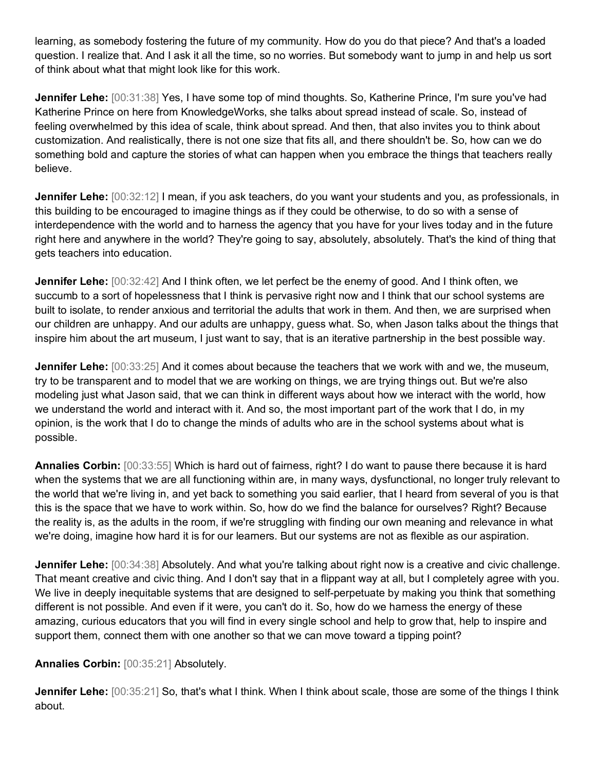learning, as somebody fostering the future of my community. How do you do that piece? And that's a loaded question. I realize that. And I ask it all the time, so no worries. But somebody want to jump in and help us sort of think about what that might look like for this work.

**Jennifer Lehe:** [00:31:38] Yes, I have some top of mind thoughts. So, Katherine Prince, I'm sure you've had Katherine Prince on here from KnowledgeWorks, she talks about spread instead of scale. So, instead of feeling overwhelmed by this idea of scale, think about spread. And then, that also invites you to think about customization. And realistically, there is not one size that fits all, and there shouldn't be. So, how can we do something bold and capture the stories of what can happen when you embrace the things that teachers really believe.

**Jennifer Lehe:** [00:32:12] I mean, if you ask teachers, do you want your students and you, as professionals, in this building to be encouraged to imagine things as if they could be otherwise, to do so with a sense of interdependence with the world and to harness the agency that you have for your lives today and in the future right here and anywhere in the world? They're going to say, absolutely, absolutely. That's the kind of thing that gets teachers into education.

**Jennifer Lehe:** [00:32:42] And I think often, we let perfect be the enemy of good. And I think often, we succumb to a sort of hopelessness that I think is pervasive right now and I think that our school systems are built to isolate, to render anxious and territorial the adults that work in them. And then, we are surprised when our children are unhappy. And our adults are unhappy, guess what. So, when Jason talks about the things that inspire him about the art museum, I just want to say, that is an iterative partnership in the best possible way.

**Jennifer Lehe:** [00:33:25] And it comes about because the teachers that we work with and we, the museum, try to be transparent and to model that we are working on things, we are trying things out. But we're also modeling just what Jason said, that we can think in different ways about how we interact with the world, how we understand the world and interact with it. And so, the most important part of the work that I do, in my opinion, is the work that I do to change the minds of adults who are in the school systems about what is possible.

**Annalies Corbin:** [00:33:55] Which is hard out of fairness, right? I do want to pause there because it is hard when the systems that we are all functioning within are, in many ways, dysfunctional, no longer truly relevant to the world that we're living in, and yet back to something you said earlier, that I heard from several of you is that this is the space that we have to work within. So, how do we find the balance for ourselves? Right? Because the reality is, as the adults in the room, if we're struggling with finding our own meaning and relevance in what we're doing, imagine how hard it is for our learners. But our systems are not as flexible as our aspiration.

**Jennifer Lehe:** [00:34:38] Absolutely. And what you're talking about right now is a creative and civic challenge. That meant creative and civic thing. And I don't say that in a flippant way at all, but I completely agree with you. We live in deeply inequitable systems that are designed to self-perpetuate by making you think that something different is not possible. And even if it were, you can't do it. So, how do we harness the energy of these amazing, curious educators that you will find in every single school and help to grow that, help to inspire and support them, connect them with one another so that we can move toward a tipping point?

**Annalies Corbin:** [00:35:21] Absolutely.

**Jennifer Lehe:** [00:35:21] So, that's what I think. When I think about scale, those are some of the things I think about.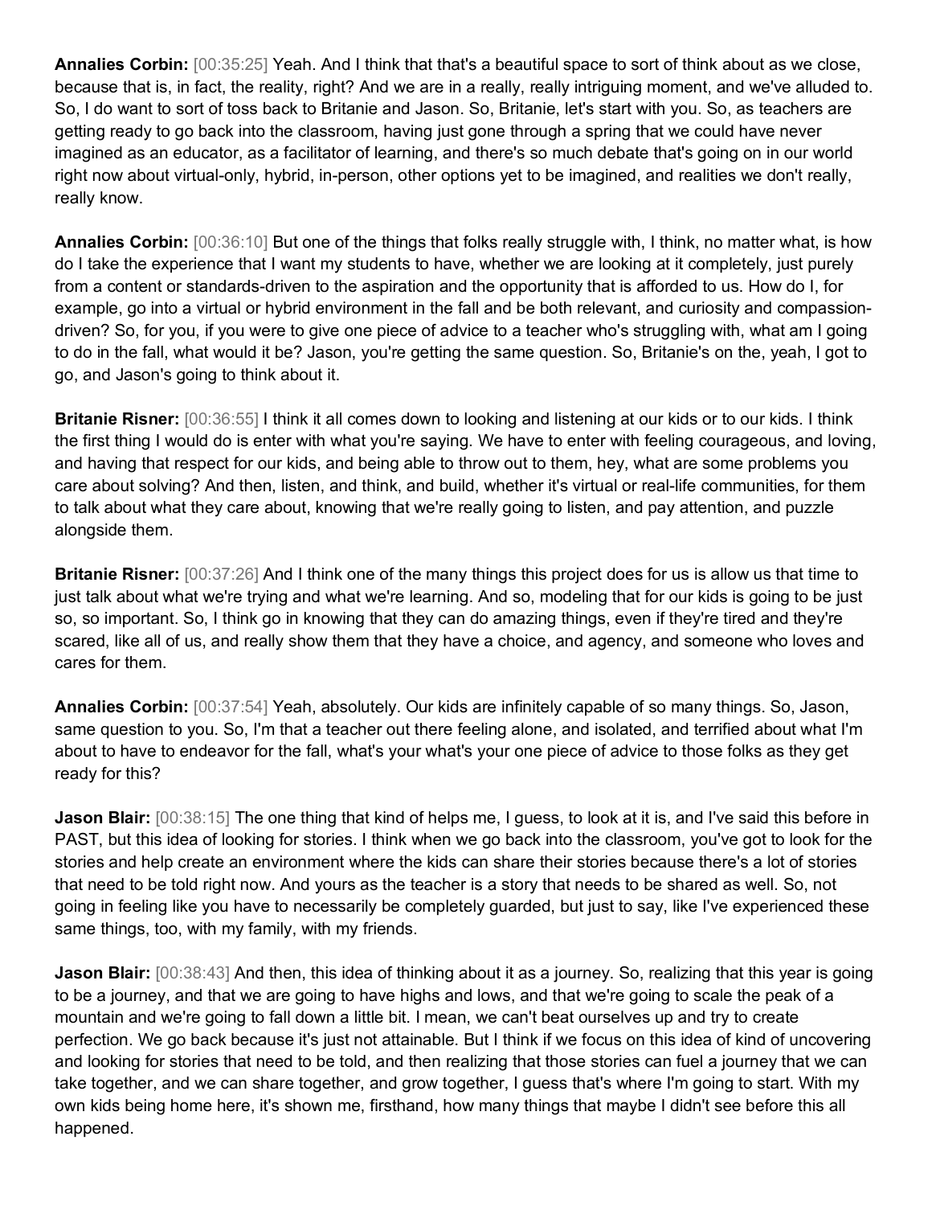**Annalies Corbin:** [00:35:25] Yeah. And I think that that's a beautiful space to sort of think about as we close, because that is, in fact, the reality, right? And we are in a really, really intriguing moment, and we've alluded to. So, I do want to sort of toss back to Britanie and Jason. So, Britanie, let's start with you. So, as teachers are getting ready to go back into the classroom, having just gone through a spring that we could have never imagined as an educator, as a facilitator of learning, and there's so much debate that's going on in our world right now about virtual-only, hybrid, in-person, other options yet to be imagined, and realities we don't really, really know.

**Annalies Corbin:** [00:36:10] But one of the things that folks really struggle with, I think, no matter what, is how do I take the experience that I want my students to have, whether we are looking at it completely, just purely from a content or standards-driven to the aspiration and the opportunity that is afforded to us. How do I, for example, go into a virtual or hybrid environment in the fall and be both relevant, and curiosity and compassion-driven? So, for you, if you were to give one piece of advice to a teacher who's struggling with, what am I going to do in the fall, what would it be? Jason, you're getting the same question. So, Britanie's on the, yeah, I got to go, and Jason's going to think about it.

**Britanie Risner:** [00:36:55] I think it all comes down to looking and listening at our kids or to our kids. I think the first thing I would do is enter with what you're saying. We have to enter with feeling courageous, and loving, and having that respect for our kids, and being able to throw out to them, hey, what are some problems you care about solving? And then, listen, and think, and build, whether it's virtual or real-life communities, for them to talk about what they care about, knowing that we're really going to listen, and pay attention, and puzzle alongside them.

**Britanie Risner:** [00:37:26] And I think one of the many things this project does for us is allow us that time to just talk about what we're trying and what we're learning. And so, modeling that for our kids is going to be just so, so important. So, I think go in knowing that they can do amazing things, even if they're tired and they're scared, like all of us, and really show them that they have a choice, and agency, and someone who loves and cares for them.

**Annalies Corbin:** [00:37:54] Yeah, absolutely. Our kids are infinitely capable of so many things. So, Jason, same question to you. So, I'm that a teacher out there feeling alone, and isolated, and terrified about what I'm about to have to endeavor for the fall, what's your what's your one piece of advice to those folks as they get ready for this?

**Jason Blair:** [00:38:15] The one thing that kind of helps me, I guess, to look at it is, and I've said this before in PAST, but this idea of looking for stories. I think when we go back into the classroom, you've got to look for the stories and help create an environment where the kids can share their stories because there's a lot of stories that need to be told right now. And yours as the teacher is a story that needs to be shared as well. So, not going in feeling like you have to necessarily be completely guarded, but just to say, like I've experienced these same things, too, with my family, with my friends.

**Jason Blair:** [00:38:43] And then, this idea of thinking about it as a journey. So, realizing that this year is going to be a journey, and that we are going to have highs and lows, and that we're going to scale the peak of a mountain and we're going to fall down a little bit. I mean, we can't beat ourselves up and try to create perfection. We go back because it's just not attainable. But I think if we focus on this idea of kind of uncovering and looking for stories that need to be told, and then realizing that those stories can fuel a journey that we can take together, and we can share together, and grow together, I guess that's where I'm going to start. With my own kids being home here, it's shown me, firsthand, how many things that maybe I didn't see before this all happened.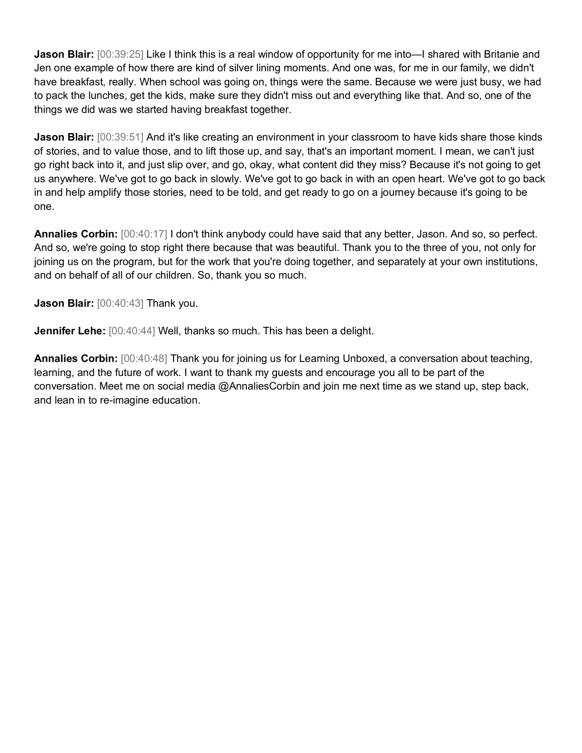**Jason Blair:** [00:39:25] Like I think this is a real window of opportunity for me into—I shared with Britanie and Jen one example of how there are kind of silver lining moments. And one was, for me in our family, we didn't have breakfast, really. When school was going on, things were the same. Because we were just busy, we had to pack the lunches, get the kids, make sure they didn't miss out and everything like that. And so, one of the things we did was we started having breakfast together.

**Jason Blair:** [00:39:51] And it's like creating an environment in your classroom to have kids share those kinds of stories, and to value those, and to lift those up, and say, that's an important moment. I mean, we can't just go right back into it, and just slip over, and go, okay, what content did they miss? Because it's not going to get us anywhere. We've got to go back in slowly. We've got to go back in with an open heart. We've got to go back in and help amplify those stories, need to be told, and get ready to go on a journey because it's going to be one.

**Annalies Corbin:** [00:40:17] I don't think anybody could have said that any better, Jason. And so, so perfect. And so, we're going to stop right there because that was beautiful. Thank you to the three of you, not only for joining us on the program, but for the work that you're doing together, and separately at your own institutions, and on behalf of all of our children. So, thank you so much.

**Jason Blair:** [00:40:43] Thank you.

**Jennifer Lehe:** [00:40:44] Well, thanks so much. This has been a delight.

**Annalies Corbin:** [00:40:48] Thank you for joining us for Learning Unboxed, a conversation about teaching, learning, and the future of work. I want to thank my guests and encourage you all to be part of the conversation. Meet me on social media @AnnaliesCorbin and join me next time as we stand up, step back, and lean in to re-imagine education.